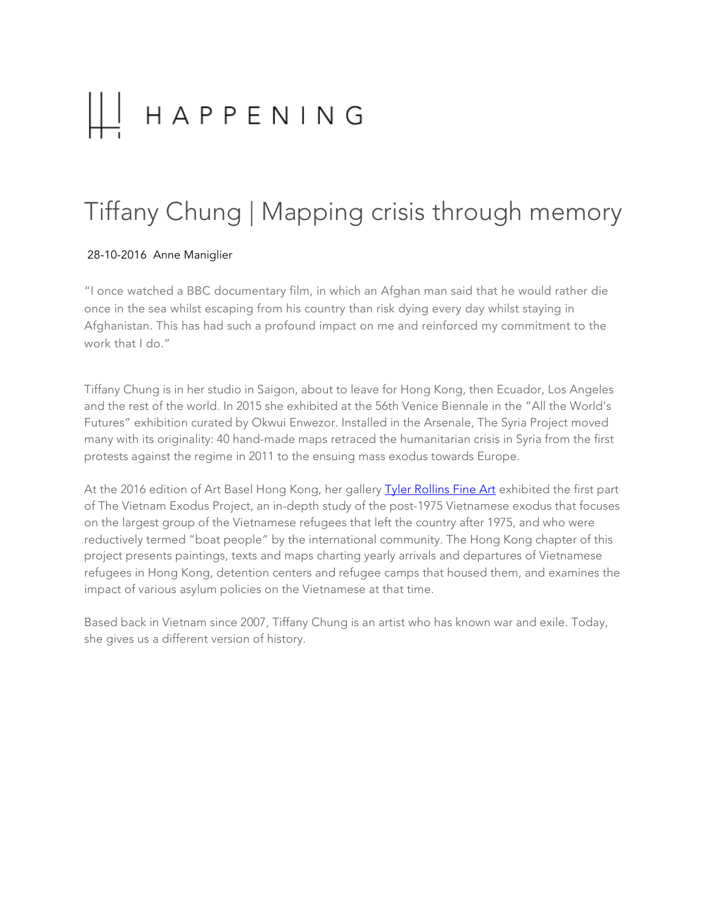# HAPPENING

## Tiffany Chung | Mapping crisis through memory

28-10-2016 Anne Maniglier

"I once watched a BBC documentary film, in which an Afghan man said that he would rather die once in the sea whilst escaping from his country than risk dying every day whilst staying in Afghanistan. This has had such a profound impact on me and reinforced my commitment to the work that I do."

Tiffany Chung is in her studio in Saigon, about to leave for Hong Kong, then Ecuador, Los Angeles and the rest of the world. In 2015 she exhibited at the 56th Venice Biennale in the "All the World's Futures" exhibition curated by Okwui Enwezor. Installed in the Arsenale, The Syria Project moved many with its originality: 40 hand-made maps retraced the humanitarian crisis in Syria from the first protests against the regime in 2011 to the ensuing mass exodus towards Europe.

At the 2016 edition of Art Basel Hong Kong, her gallery [Tyler Rollins Fine Art] exhibited the first part of The Vietnam Exodus Project, an in-depth study of the post-1975 Vietnamese exodus that focuses on the largest group of the Vietnamese refugees that left the country after 1975, and who were reductively termed "boat people" by the international community. The Hong Kong chapter of this project presents paintings, texts and maps charting yearly arrivals and departures of Vietnamese refugees in Hong Kong, detention centers and refugee camps that housed them, and examines the impact of various asylum policies on the Vietnamese at that time.

Based back in Vietnam since 2007, Tiffany Chung is an artist who has known war and exile. Today, she gives us a different version of history.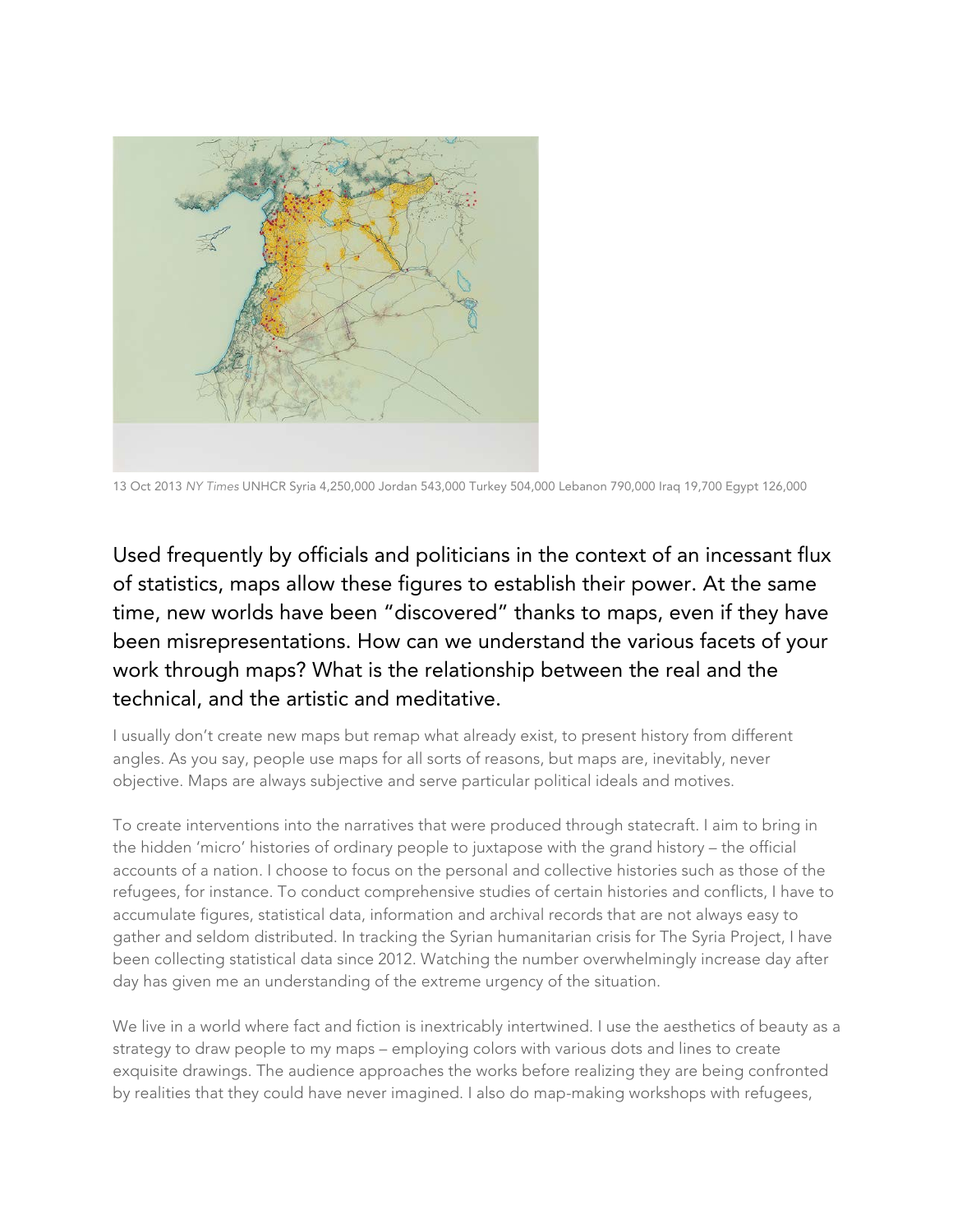13 Oct 2013 *NY Times* UNHCR Syria 4,250,000 Jordan 543,000 Turkey 504,000 Lebanon 790,000 Iraq 19,700 Egypt 126,000

## Used frequently by officials and politicians in the context of an incessant flux of statistics, maps allow these figures to establish their power. At the same time, new worlds have been "discovered" thanks to maps, even if they have been misrepresentations. How can we understand the various facets of your work through maps? What is the relationship between the real and the technical, and the artistic and meditative.

I usually don't create new maps but remap what already exist, to present history from different angles. As you say, people use maps for all sorts of reasons, but maps are, inevitably, never objective. Maps are always subjective and serve particular political ideals and motives.

To create interventions into the narratives that were produced through statecraft. I aim to bring in the hidden 'micro' histories of ordinary people to juxtapose with the grand history – the official accounts of a nation. I choose to focus on the personal and collective histories such as those of the refugees, for instance. To conduct comprehensive studies of certain histories and conflicts, I have to accumulate figures, statistical data, information and archival records that are not always easy to gather and seldom distributed. In tracking the Syrian humanitarian crisis for The Syria Project, I have been collecting statistical data since 2012. Watching the number overwhelmingly increase day after day has given me an understanding of the extreme urgency of the situation.

We live in a world where fact and fiction is inextricably intertwined. I use the aesthetics of beauty as a strategy to draw people to my maps – employing colors with various dots and lines to create exquisite drawings. The audience approaches the works before realizing they are being confronted by realities that they could have never imagined. I also do map-making workshops with refugees,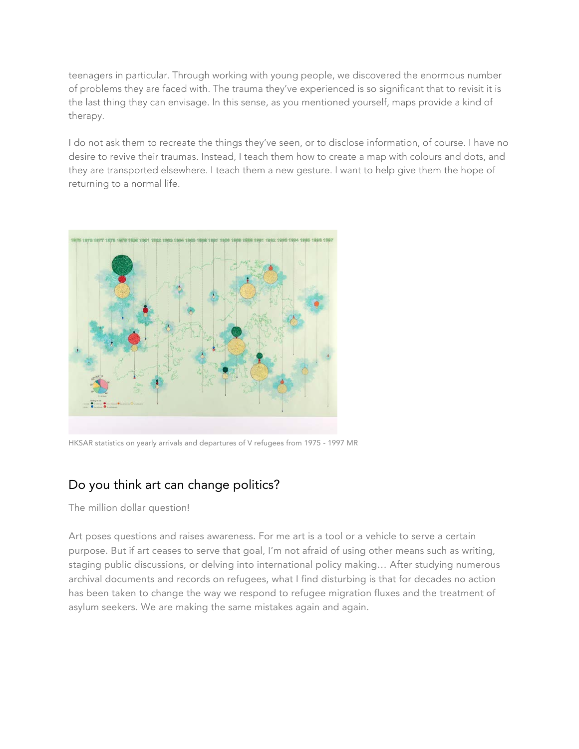teenagers in particular. Through working with young people, we discovered the enormous number of problems they are faced with. The trauma they've experienced is so significant that to revisit it is the last thing they can envisage. In this sense, as you mentioned yourself, maps provide a kind of therapy.

I do not ask them to recreate the things they've seen, or to disclose information, of course. I have no desire to revive their traumas. Instead, I teach them how to create a map with colours and dots, and they are transported elsewhere. I teach them a new gesture. I want to help give them the hope of returning to a normal life.

HKSAR statistics on yearly arrivals and departures of V refugees from 1975 - 1997 MR

## Do you think art can change politics?

The million dollar question!

Art poses questions and raises awareness. For me art is a tool or a vehicle to serve a certain purpose. But if art ceases to serve that goal, I'm not afraid of using other means such as writing, staging public discussions, or delving into international policy making… After studying numerous archival documents and records on refugees, what I find disturbing is that for decades no action has been taken to change the way we respond to refugee migration fluxes and the treatment of asylum seekers. We are making the same mistakes again and again.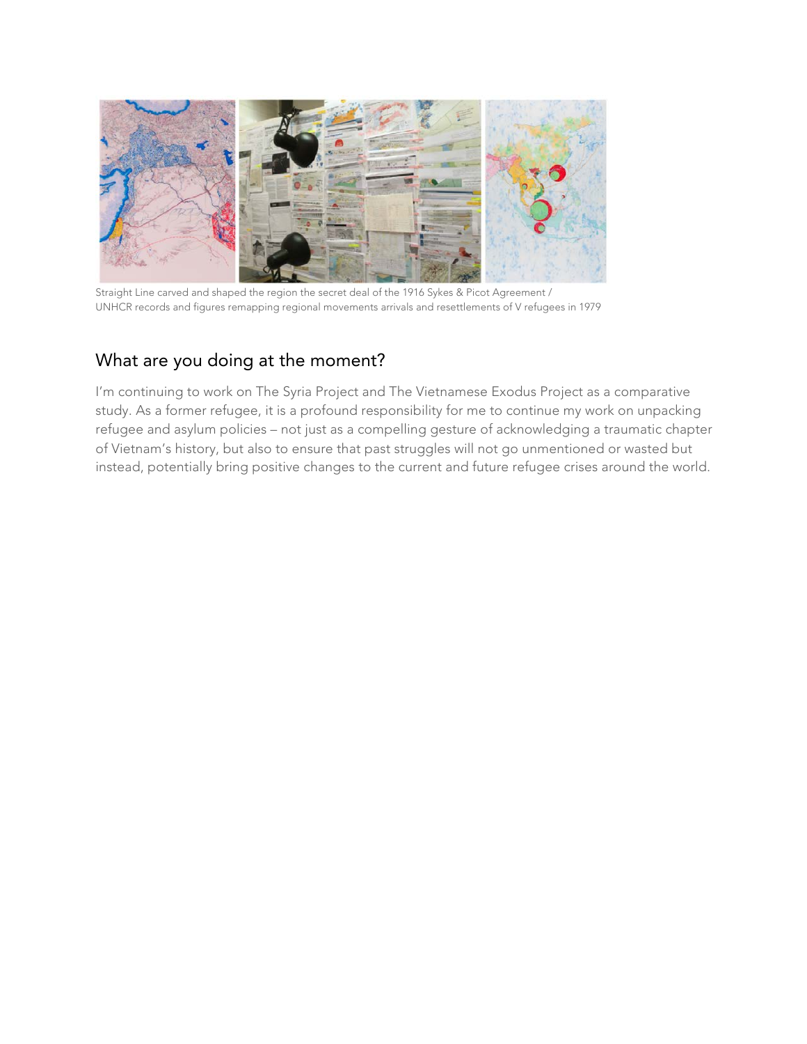Straight Line carved and shaped the region the secret deal of the 1916 Sykes & Picot Agreement /
UNHCR records and figures remapping regional movements arrivals and resettlements of V refugees in 1979

## What are you doing at the moment?

I'm continuing to work on The Syria Project and The Vietnamese Exodus Project as a comparative study. As a former refugee, it is a profound responsibility for me to continue my work on unpacking refugee and asylum policies – not just as a compelling gesture of acknowledging a traumatic chapter of Vietnam's history, but also to ensure that past struggles will not go unmentioned or wasted but instead, potentially bring positive changes to the current and future refugee crises around the world.